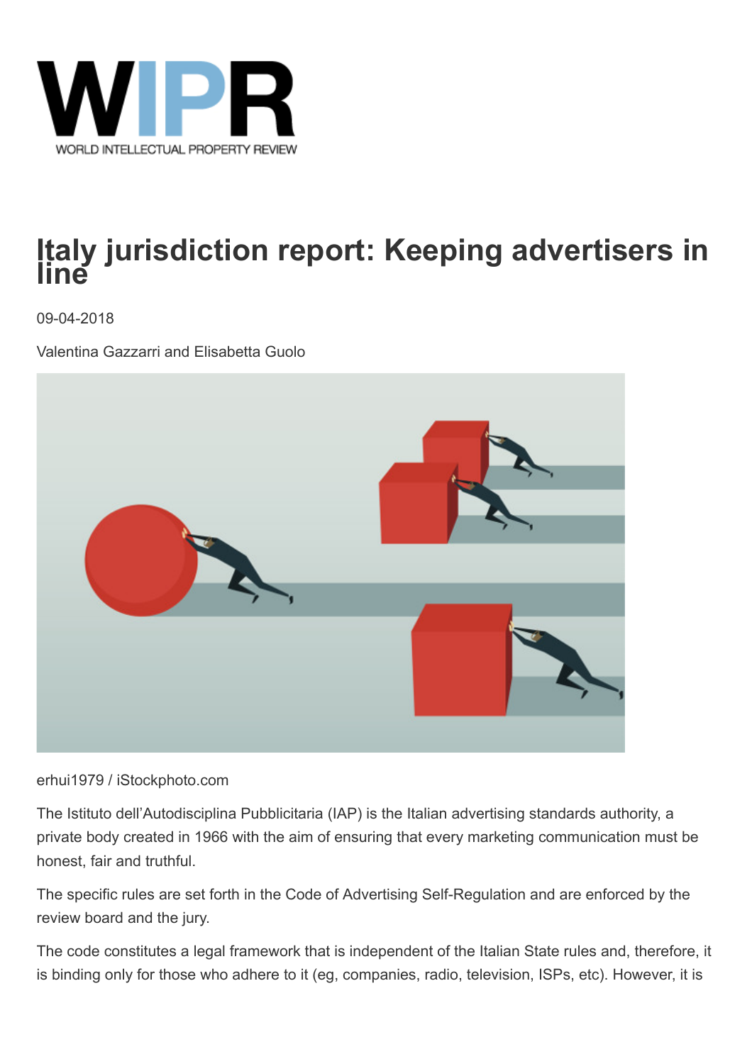# Italy jurisdiction report: Keeping advertisers in line

09-04-2018

Valentina Gazzarri and Elisabetta Guolo

erhui1979 / iStockphoto.com

The Istituto dell'Autodisciplina Pubblicitaria (IAP) is the Italian advertising standards authority, a private body created in 1966 with the aim of ensuring that every marketing communication must be honest, fair and truthful.

The specific rules are set forth in the Code of Advertising Self-Regulation and are enforced by the review board and the jury.

The code constitutes a legal framework that is independent of the Italian State rules and, therefore, it is binding only for those who adhere to it (eg, companies, radio, television, ISPs, etc). However, it is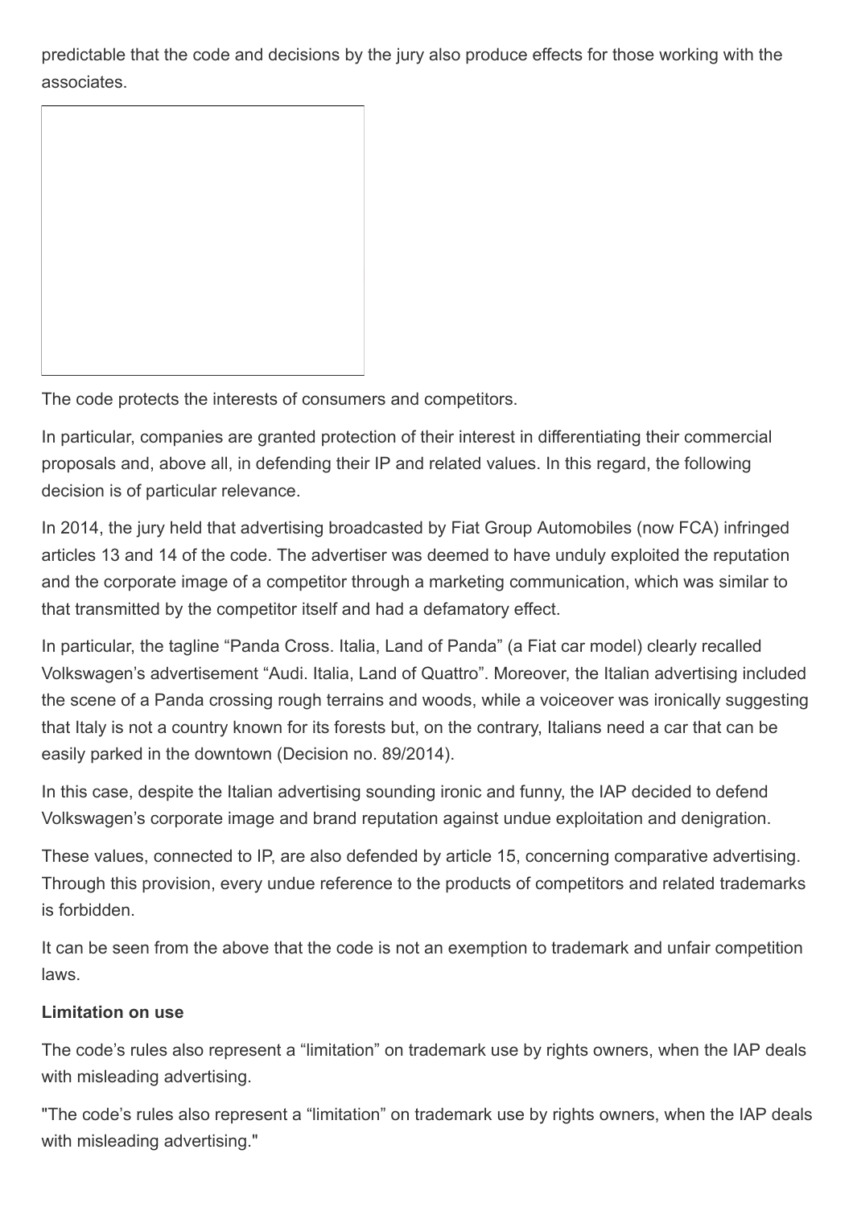predictable that the code and decisions by the jury also produce effects for those working with the associates.

The code protects the interests of consumers and competitors.

In particular, companies are granted protection of their interest in differentiating their commercial proposals and, above all, in defending their IP and related values. In this regard, the following decision is of particular relevance.

In 2014, the jury held that advertising broadcasted by Fiat Group Automobiles (now FCA) infringed articles 13 and 14 of the code. The advertiser was deemed to have unduly exploited the reputation and the corporate image of a competitor through a marketing communication, which was similar to that transmitted by the competitor itself and had a defamatory effect.

In particular, the tagline "Panda Cross. Italia, Land of Panda" (a Fiat car model) clearly recalled Volkswagen's advertisement "Audi. Italia, Land of Quattro". Moreover, the Italian advertising included the scene of a Panda crossing rough terrains and woods, while a voiceover was ironically suggesting that Italy is not a country known for its forests but, on the contrary, Italians need a car that can be easily parked in the downtown (Decision no. 89/2014).

In this case, despite the Italian advertising sounding ironic and funny, the IAP decided to defend Volkswagen's corporate image and brand reputation against undue exploitation and denigration.

These values, connected to IP, are also defended by article 15, concerning comparative advertising. Through this provision, every undue reference to the products of competitors and related trademarks is forbidden.

It can be seen from the above that the code is not an exemption to trademark and unfair competition laws.

**Limitation on use**

The code's rules also represent a "limitation" on trademark use by rights owners, when the IAP deals with misleading advertising.

"The code's rules also represent a "limitation" on trademark use by rights owners, when the IAP deals with misleading advertising."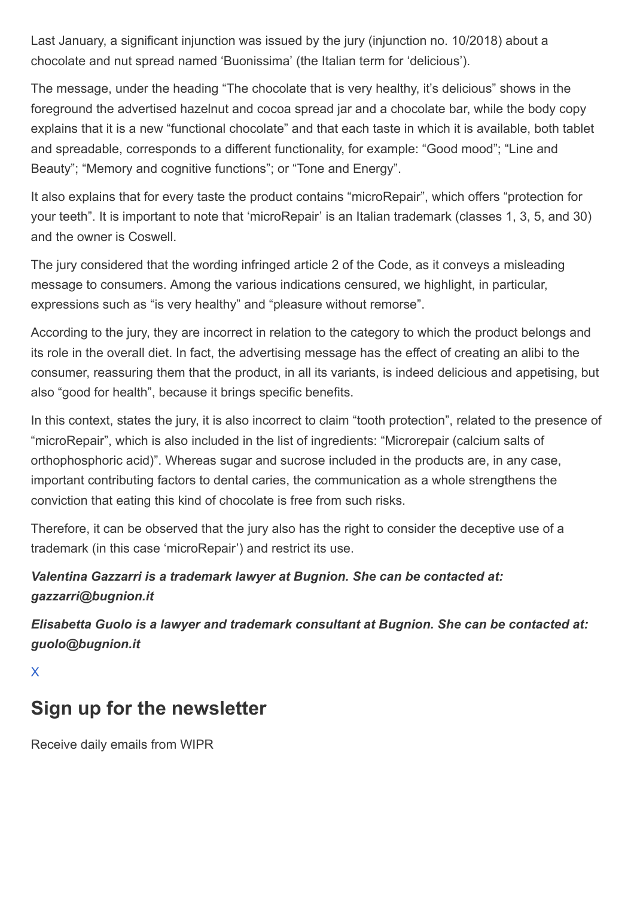Last January, a significant injunction was issued by the jury (injunction no. 10/2018) about a chocolate and nut spread named 'Buonissima' (the Italian term for 'delicious').

The message, under the heading "The chocolate that is very healthy, it's delicious" shows in the foreground the advertised hazelnut and cocoa spread jar and a chocolate bar, while the body copy explains that it is a new "functional chocolate" and that each taste in which it is available, both tablet and spreadable, corresponds to a different functionality, for example: "Good mood"; "Line and Beauty"; "Memory and cognitive functions"; or "Tone and Energy".

It also explains that for every taste the product contains "microRepair", which offers "protection for your teeth". It is important to note that 'microRepair' is an Italian trademark (classes 1, 3, 5, and 30) and the owner is Coswell.

The jury considered that the wording infringed article 2 of the Code, as it conveys a misleading message to consumers. Among the various indications censured, we highlight, in particular, expressions such as "is very healthy" and "pleasure without remorse".

According to the jury, they are incorrect in relation to the category to which the product belongs and its role in the overall diet. In fact, the advertising message has the effect of creating an alibi to the consumer, reassuring them that the product, in all its variants, is indeed delicious and appetising, but also "good for health", because it brings specific benefits.

In this context, states the jury, it is also incorrect to claim "tooth protection", related to the presence of "microRepair", which is also included in the list of ingredients: "Microrepair (calcium salts of orthophosphoric acid)". Whereas sugar and sucrose included in the products are, in any case, important contributing factors to dental caries, the communication as a whole strengthens the conviction that eating this kind of chocolate is free from such risks.

Therefore, it can be observed that the jury also has the right to consider the deceptive use of a trademark (in this case 'microRepair') and restrict its use.

***Valentina Gazzarri is a trademark lawyer at Bugnion. She can be contacted at: gazzarri@bugnion.it***

***Elisabetta Guolo is a lawyer and trademark consultant at Bugnion. She can be contacted at: guolo@bugnion.it***

X

## Sign up for the newsletter

Receive daily emails from WIPR